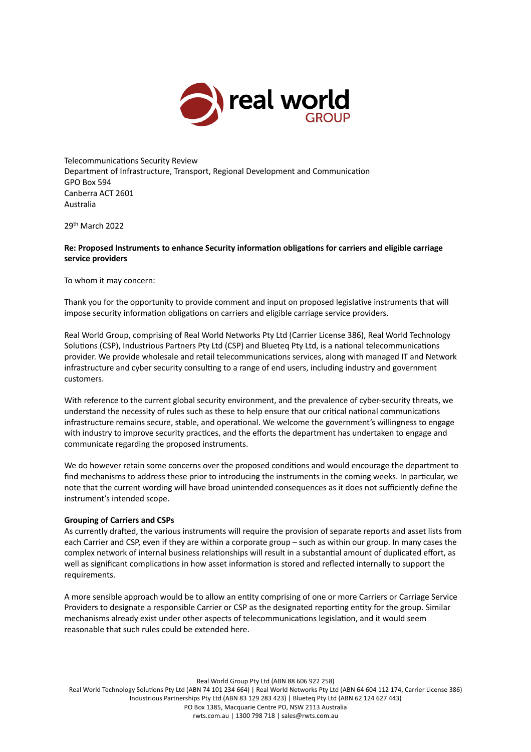Telecommunications Security Review
Department of Infrastructure, Transport, Regional Development and Communication
GPO Box 594
Canberra ACT 2601
Australia

29th March 2022

**Re: Proposed Instruments to enhance Security information obligations for carriers and eligible carriage service providers**

To whom it may concern:

Thank you for the opportunity to provide comment and input on proposed legislative instruments that will impose security information obligations on carriers and eligible carriage service providers.

Real World Group, comprising of Real World Networks Pty Ltd (Carrier License 386), Real World Technology Solutions (CSP), Industrious Partners Pty Ltd (CSP) and Blueteq Pty Ltd, is a national telecommunications provider. We provide wholesale and retail telecommunications services, along with managed IT and Network infrastructure and cyber security consulting to a range of end users, including industry and government customers.

With reference to the current global security environment, and the prevalence of cyber-security threats, we understand the necessity of rules such as these to help ensure that our critical national communications infrastructure remains secure, stable, and operational. We welcome the government's willingness to engage with industry to improve security practices, and the efforts the department has undertaken to engage and communicate regarding the proposed instruments.

We do however retain some concerns over the proposed conditions and would encourage the department to find mechanisms to address these prior to introducing the instruments in the coming weeks. In particular, we note that the current wording will have broad unintended consequences as it does not sufficiently define the instrument's intended scope.

**Grouping of Carriers and CSPs**

As currently drafted, the various instruments will require the provision of separate reports and asset lists from each Carrier and CSP, even if they are within a corporate group – such as within our group. In many cases the complex network of internal business relationships will result in a substantial amount of duplicated effort, as well as significant complications in how asset information is stored and reflected internally to support the requirements.

A more sensible approach would be to allow an entity comprising of one or more Carriers or Carriage Service Providers to designate a responsible Carrier or CSP as the designated reporting entity for the group. Similar mechanisms already exist under other aspects of telecommunications legislation, and it would seem reasonable that such rules could be extended here.

Real World Group Pty Ltd (ABN 88 606 922 258)
Real World Technology Solutions Pty Ltd (ABN 74 101 234 664) | Real World Networks Pty Ltd (ABN 64 604 112 174, Carrier License 386)
Industrious Partnerships Pty Ltd (ABN 83 129 283 423) | Blueteq Pty Ltd (ABN 62 124 627 443)
PO Box 1385, Macquarie Centre PO, NSW 2113 Australia
rwts.com.au | 1300 798 718 | sales@rwts.com.au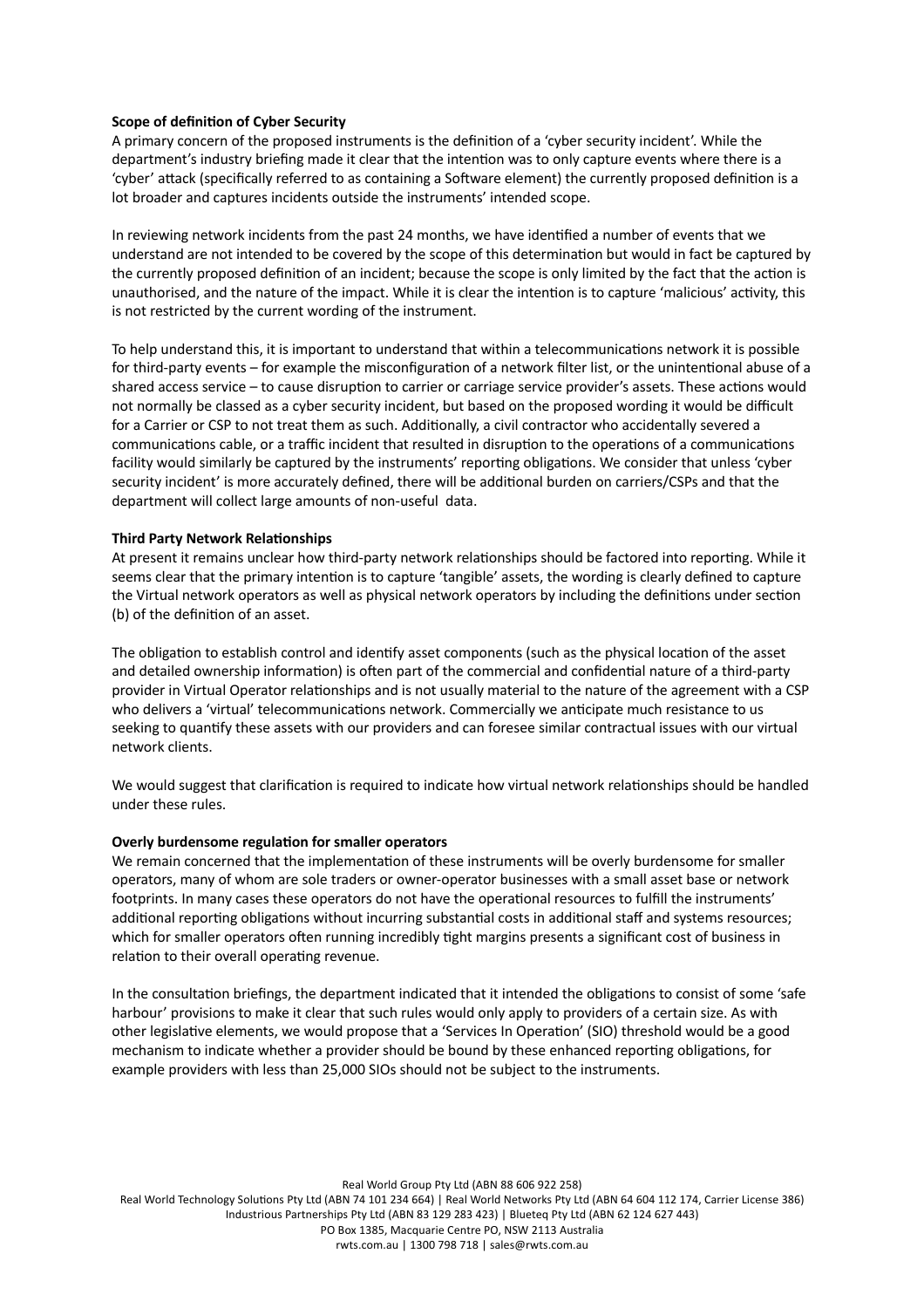**Scope of definition of Cyber Security**

A primary concern of the proposed instruments is the definition of a 'cyber security incident'. While the department's industry briefing made it clear that the intention was to only capture events where there is a 'cyber' attack (specifically referred to as containing a Software element) the currently proposed definition is a lot broader and captures incidents outside the instruments' intended scope.

In reviewing network incidents from the past 24 months, we have identified a number of events that we understand are not intended to be covered by the scope of this determination but would in fact be captured by the currently proposed definition of an incident; because the scope is only limited by the fact that the action is unauthorised, and the nature of the impact. While it is clear the intention is to capture 'malicious' activity, this is not restricted by the current wording of the instrument.

To help understand this, it is important to understand that within a telecommunications network it is possible for third-party events – for example the misconfiguration of a network filter list, or the unintentional abuse of a shared access service – to cause disruption to carrier or carriage service provider's assets. These actions would not normally be classed as a cyber security incident, but based on the proposed wording it would be difficult for a Carrier or CSP to not treat them as such. Additionally, a civil contractor who accidentally severed a communications cable, or a traffic incident that resulted in disruption to the operations of a communications facility would similarly be captured by the instruments' reporting obligations. We consider that unless 'cyber security incident' is more accurately defined, there will be additional burden on carriers/CSPs and that the department will collect large amounts of non-useful data.

**Third Party Network Relationships**

At present it remains unclear how third-party network relationships should be factored into reporting. While it seems clear that the primary intention is to capture 'tangible' assets, the wording is clearly defined to capture the Virtual network operators as well as physical network operators by including the definitions under section (b) of the definition of an asset.

The obligation to establish control and identify asset components (such as the physical location of the asset and detailed ownership information) is often part of the commercial and confidential nature of a third-party provider in Virtual Operator relationships and is not usually material to the nature of the agreement with a CSP who delivers a 'virtual' telecommunications network. Commercially we anticipate much resistance to us seeking to quantify these assets with our providers and can foresee similar contractual issues with our virtual network clients.

We would suggest that clarification is required to indicate how virtual network relationships should be handled under these rules.

**Overly burdensome regulation for smaller operators**

We remain concerned that the implementation of these instruments will be overly burdensome for smaller operators, many of whom are sole traders or owner-operator businesses with a small asset base or network footprints. In many cases these operators do not have the operational resources to fulfill the instruments' additional reporting obligations without incurring substantial costs in additional staff and systems resources; which for smaller operators often running incredibly tight margins presents a significant cost of business in relation to their overall operating revenue.

In the consultation briefings, the department indicated that it intended the obligations to consist of some 'safe harbour' provisions to make it clear that such rules would only apply to providers of a certain size. As with other legislative elements, we would propose that a 'Services In Operation' (SIO) threshold would be a good mechanism to indicate whether a provider should be bound by these enhanced reporting obligations, for example providers with less than 25,000 SIOs should not be subject to the instruments.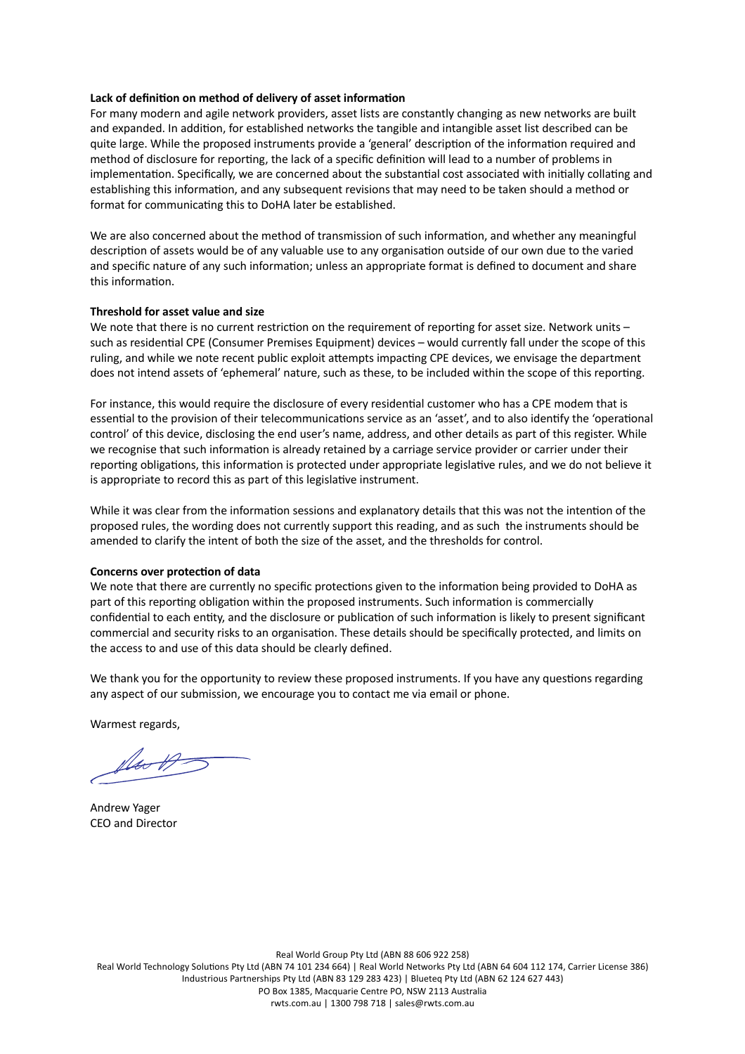**Lack of definition on method of delivery of asset information**

For many modern and agile network providers, asset lists are constantly changing as new networks are built and expanded. In addition, for established networks the tangible and intangible asset list described can be quite large. While the proposed instruments provide a 'general' description of the information required and method of disclosure for reporting, the lack of a specific definition will lead to a number of problems in implementation. Specifically, we are concerned about the substantial cost associated with initially collating and establishing this information, and any subsequent revisions that may need to be taken should a method or format for communicating this to DoHA later be established.

We are also concerned about the method of transmission of such information, and whether any meaningful description of assets would be of any valuable use to any organisation outside of our own due to the varied and specific nature of any such information; unless an appropriate format is defined to document and share this information.

**Threshold for asset value and size**

We note that there is no current restriction on the requirement of reporting for asset size. Network units – such as residential CPE (Consumer Premises Equipment) devices – would currently fall under the scope of this ruling, and while we note recent public exploit attempts impacting CPE devices, we envisage the department does not intend assets of 'ephemeral' nature, such as these, to be included within the scope of this reporting.

For instance, this would require the disclosure of every residential customer who has a CPE modem that is essential to the provision of their telecommunications service as an 'asset', and to also identify the 'operational control' of this device, disclosing the end user's name, address, and other details as part of this register. While we recognise that such information is already retained by a carriage service provider or carrier under their reporting obligations, this information is protected under appropriate legislative rules, and we do not believe it is appropriate to record this as part of this legislative instrument.

While it was clear from the information sessions and explanatory details that this was not the intention of the proposed rules, the wording does not currently support this reading, and as such the instruments should be amended to clarify the intent of both the size of the asset, and the thresholds for control.

**Concerns over protection of data**

We note that there are currently no specific protections given to the information being provided to DoHA as part of this reporting obligation within the proposed instruments. Such information is commercially confidential to each entity, and the disclosure or publication of such information is likely to present significant commercial and security risks to an organisation. These details should be specifically protected, and limits on the access to and use of this data should be clearly defined.

We thank you for the opportunity to review these proposed instruments. If you have any questions regarding any aspect of our submission, we encourage you to contact me via email or phone.

Warmest regards,

Andrew Yager
CEO and Director

Real World Group Pty Ltd (ABN 88 606 922 258)
Real World Technology Solutions Pty Ltd (ABN 74 101 234 664) | Real World Networks Pty Ltd (ABN 64 604 112 174, Carrier License 386)
Industrious Partnerships Pty Ltd (ABN 83 129 283 423) | Blueteq Pty Ltd (ABN 62 124 627 443)
PO Box 1385, Macquarie Centre PO, NSW 2113 Australia
rwts.com.au | 1300 798 718 | sales@rwts.com.au